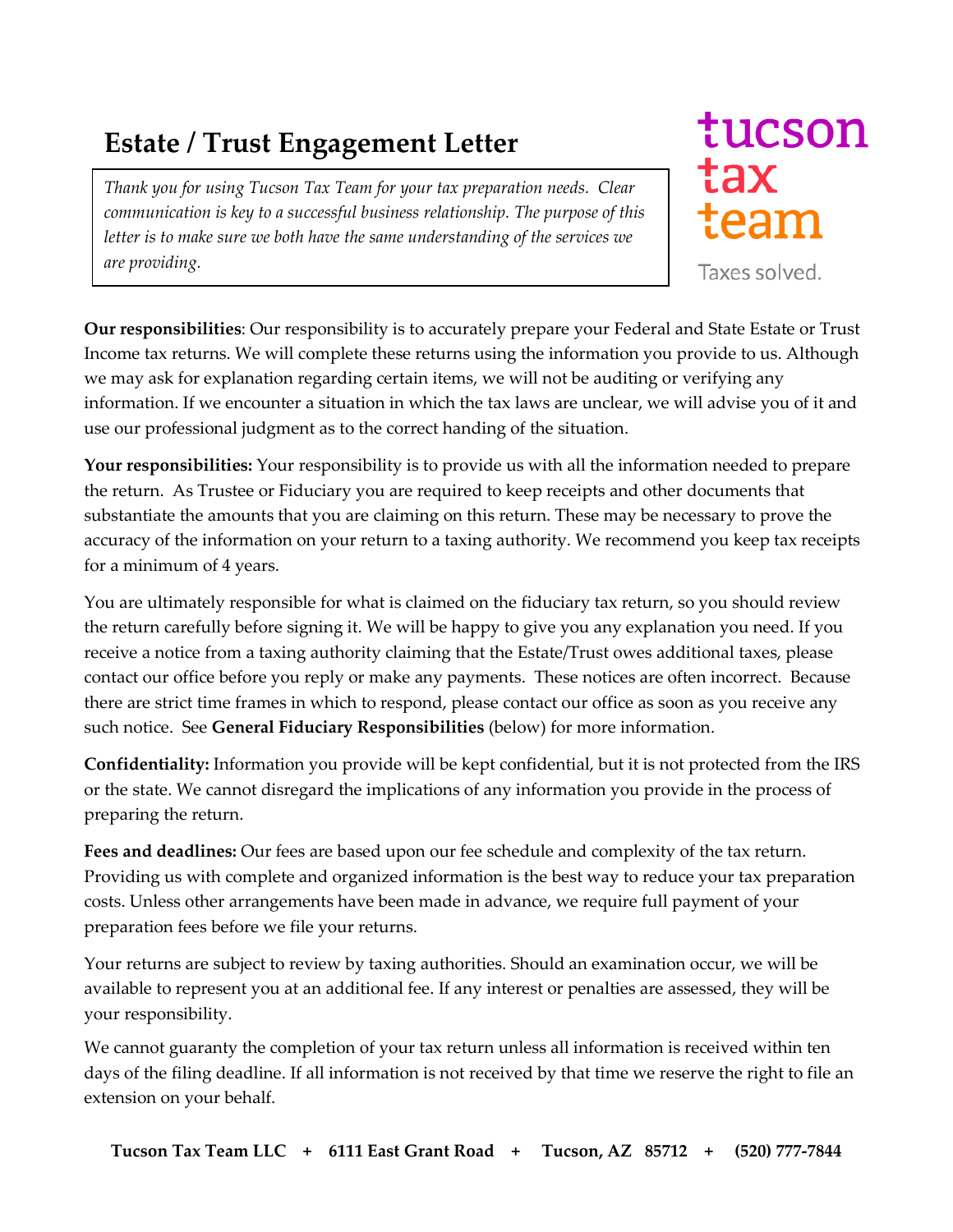# Estate / Trust Engagement Letter

*Thank you for using Tucson Tax Team for your tax preparation needs. Clear communication is key to a successful business relationship. The purpose of this letter is to make sure we both have the same understanding of the services we are providing.*

tucson tax team

Taxes solved.

**Our responsibilities**: Our responsibility is to accurately prepare your Federal and State Estate or Trust Income tax returns. We will complete these returns using the information you provide to us. Although we may ask for explanation regarding certain items, we will not be auditing or verifying any information. If we encounter a situation in which the tax laws are unclear, we will advise you of it and use our professional judgment as to the correct handing of the situation.

**Your responsibilities:** Your responsibility is to provide us with all the information needed to prepare the return. As Trustee or Fiduciary you are required to keep receipts and other documents that substantiate the amounts that you are claiming on this return. These may be necessary to prove the accuracy of the information on your return to a taxing authority. We recommend you keep tax receipts for a minimum of 4 years.

You are ultimately responsible for what is claimed on the fiduciary tax return, so you should review the return carefully before signing it. We will be happy to give you any explanation you need. If you receive a notice from a taxing authority claiming that the Estate/Trust owes additional taxes, please contact our office before you reply or make any payments. These notices are often incorrect. Because there are strict time frames in which to respond, please contact our office as soon as you receive any such notice. See **General Fiduciary Responsibilities** (below) for more information.

**Confidentiality:** Information you provide will be kept confidential, but it is not protected from the IRS or the state. We cannot disregard the implications of any information you provide in the process of preparing the return.

**Fees and deadlines:** Our fees are based upon our fee schedule and complexity of the tax return. Providing us with complete and organized information is the best way to reduce your tax preparation costs. Unless other arrangements have been made in advance, we require full payment of your preparation fees before we file your returns.

Your returns are subject to review by taxing authorities. Should an examination occur, we will be available to represent you at an additional fee. If any interest or penalties are assessed, they will be your responsibility.

We cannot guaranty the completion of your tax return unless all information is received within ten days of the filing deadline. If all information is not received by that time we reserve the right to file an extension on your behalf.

**Tucson Tax Team LLC + 6111 East Grant Road + Tucson, AZ 85712 + (520) 777-7844**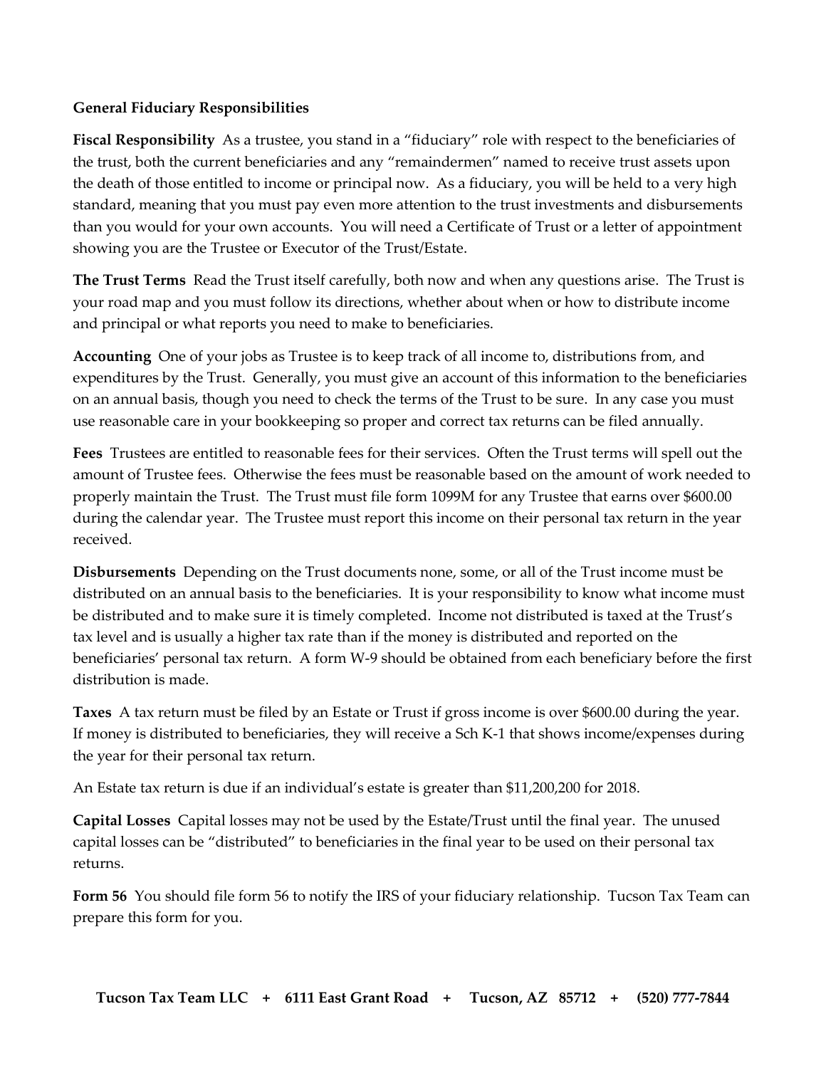**General Fiduciary Responsibilities**

**Fiscal Responsibility** As a trustee, you stand in a "fiduciary" role with respect to the beneficiaries of the trust, both the current beneficiaries and any "remaindermen" named to receive trust assets upon the death of those entitled to income or principal now. As a fiduciary, you will be held to a very high standard, meaning that you must pay even more attention to the trust investments and disbursements than you would for your own accounts. You will need a Certificate of Trust or a letter of appointment showing you are the Trustee or Executor of the Trust/Estate.

**The Trust Terms** Read the Trust itself carefully, both now and when any questions arise. The Trust is your road map and you must follow its directions, whether about when or how to distribute income and principal or what reports you need to make to beneficiaries.

**Accounting** One of your jobs as Trustee is to keep track of all income to, distributions from, and expenditures by the Trust. Generally, you must give an account of this information to the beneficiaries on an annual basis, though you need to check the terms of the Trust to be sure. In any case you must use reasonable care in your bookkeeping so proper and correct tax returns can be filed annually.

**Fees** Trustees are entitled to reasonable fees for their services. Often the Trust terms will spell out the amount of Trustee fees. Otherwise the fees must be reasonable based on the amount of work needed to properly maintain the Trust. The Trust must file form 1099M for any Trustee that earns over $600.00 during the calendar year. The Trustee must report this income on their personal tax return in the year received.

**Disbursements** Depending on the Trust documents none, some, or all of the Trust income must be distributed on an annual basis to the beneficiaries. It is your responsibility to know what income must be distributed and to make sure it is timely completed. Income not distributed is taxed at the Trust's tax level and is usually a higher tax rate than if the money is distributed and reported on the beneficiaries' personal tax return. A form W-9 should be obtained from each beneficiary before the first distribution is made.

**Taxes** A tax return must be filed by an Estate or Trust if gross income is over $600.00 during the year. If money is distributed to beneficiaries, they will receive a Sch K-1 that shows income/expenses during the year for their personal tax return.

An Estate tax return is due if an individual's estate is greater than $11,200,200 for 2018.

**Capital Losses** Capital losses may not be used by the Estate/Trust until the final year. The unused capital losses can be "distributed" to beneficiaries in the final year to be used on their personal tax returns.

**Form 56** You should file form 56 to notify the IRS of your fiduciary relationship. Tucson Tax Team can prepare this form for you.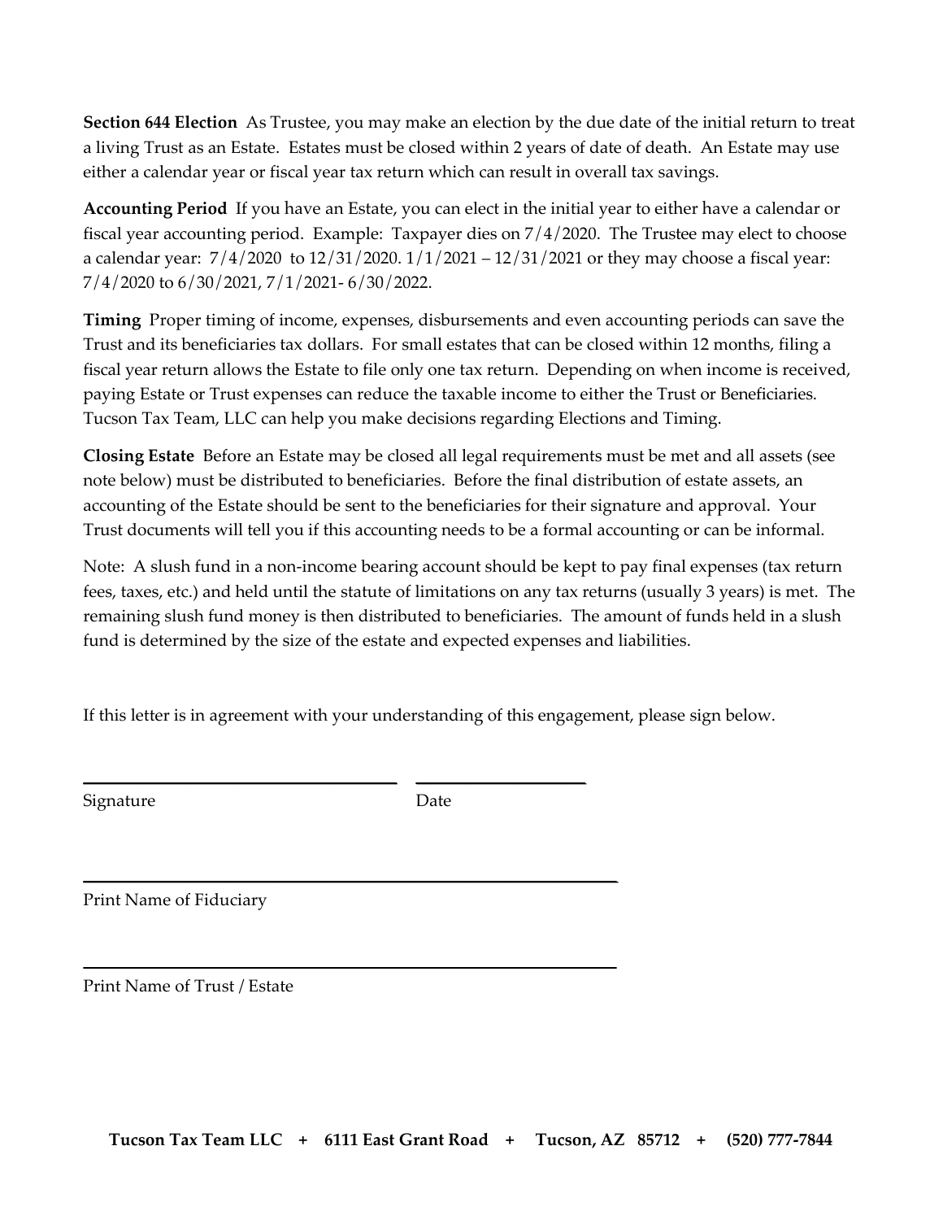**Section 644 Election** As Trustee, you may make an election by the due date of the initial return to treat a living Trust as an Estate. Estates must be closed within 2 years of date of death. An Estate may use either a calendar year or fiscal year tax return which can result in overall tax savings.

**Accounting Period** If you have an Estate, you can elect in the initial year to either have a calendar or fiscal year accounting period. Example: Taxpayer dies on 7/4/2020. The Trustee may elect to choose a calendar year: 7/4/2020 to 12/31/2020. 1/1/2021 – 12/31/2021 or they may choose a fiscal year: 7/4/2020 to 6/30/2021, 7/1/2021- 6/30/2022.

**Timing** Proper timing of income, expenses, disbursements and even accounting periods can save the Trust and its beneficiaries tax dollars. For small estates that can be closed within 12 months, filing a fiscal year return allows the Estate to file only one tax return. Depending on when income is received, paying Estate or Trust expenses can reduce the taxable income to either the Trust or Beneficiaries. Tucson Tax Team, LLC can help you make decisions regarding Elections and Timing.

**Closing Estate** Before an Estate may be closed all legal requirements must be met and all assets (see note below) must be distributed to beneficiaries. Before the final distribution of estate assets, an accounting of the Estate should be sent to the beneficiaries for their signature and approval. Your Trust documents will tell you if this accounting needs to be a formal accounting or can be informal.

Note: A slush fund in a non-income bearing account should be kept to pay final expenses (tax return fees, taxes, etc.) and held until the statute of limitations on any tax returns (usually 3 years) is met. The remaining slush fund money is then distributed to beneficiaries. The amount of funds held in a slush fund is determined by the size of the estate and expected expenses and liabilities.

If this letter is in agreement with your understanding of this engagement, please sign below.

\_\_\_\_\_\_\_\_\_\_\_\_\_\_\_\_\_\_\_\_\_\_\_\_\_\_\_\_\_\_\_\_\_\_ \_\_\_\_\_\_\_\_\_\_\_\_\_\_\_\_\_\_\_\_

Signature Date

\_\_\_\_\_\_\_\_\_\_\_\_\_\_\_\_\_\_\_\_\_\_\_\_\_\_\_\_\_\_\_\_\_\_\_\_\_\_\_\_\_\_\_\_\_\_\_\_\_\_\_\_\_\_\_\_

Print Name of Fiduciary

\_\_\_\_\_\_\_\_\_\_\_\_\_\_\_\_\_\_\_\_\_\_\_\_\_\_\_\_\_\_\_\_\_\_\_\_\_\_\_\_\_\_\_\_\_\_\_\_\_\_\_\_\_\_\_\_

Print Name of Trust / Estate